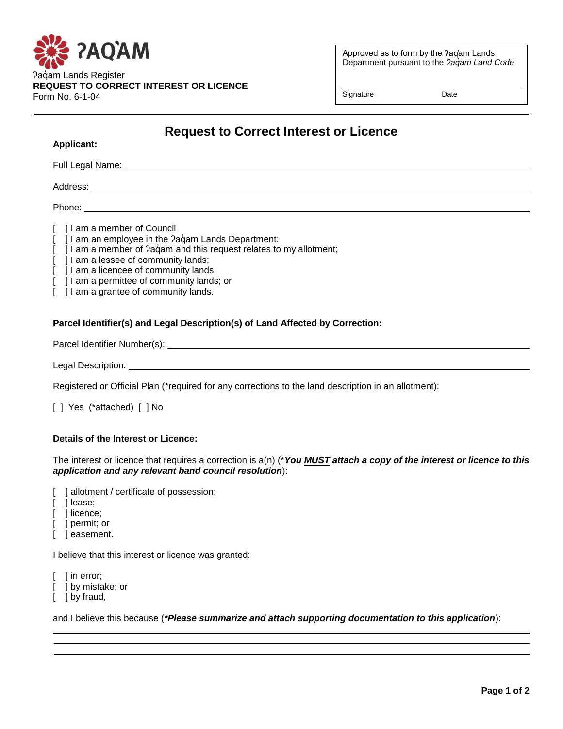ʔAQ̓AM

ʔaq̓am Lands Register
**REQUEST TO CORRECT INTEREST OR LICENCE**
Form No. 6-1-04

Approved as to form by the ʔaq̓am Lands Department pursuant to the *ʔaq̓am Land Code*

Signature ____________ Date ____________

# Request to Correct Interest or Licence

**Applicant:**

Full Legal Name: ______________________________________________

Address: ______________________________________________

Phone: ______________________________________________

[ ] I am a member of Council
[ ] I am an employee in the ʔaq̓am Lands Department;
[ ] I am a member of ʔaq̓am and this request relates to my allotment;
[ ] I am a lessee of community lands;
[ ] I am a licencee of community lands;
[ ] I am a permittee of community lands; or
[ ] I am a grantee of community lands.

**Parcel Identifier(s) and Legal Description(s) of Land Affected by Correction:**

Parcel Identifier Number(s): ______________________________________________

Legal Description: ______________________________________________

Registered or Official Plan (*required for any corrections to the land description in an allotment):

[ ] Yes (*attached) [ ] No

**Details of the Interest or Licence:**

The interest or licence that requires a correction is a(n) (****You* *MUST* *attach a copy of the interest or licence to this application and any relevant band council resolution***):

[ ] allotment / certificate of possession;
[ ] lease;
[ ] licence;
[ ] permit; or
[ ] easement.

I believe that this interest or licence was granted:

[ ] in error;
[ ] by mistake; or
[ ] by fraud,

and I believe this because (***Please summarize and attach supporting documentation to this application***):

______________________________________________

______________________________________________

______________________________________________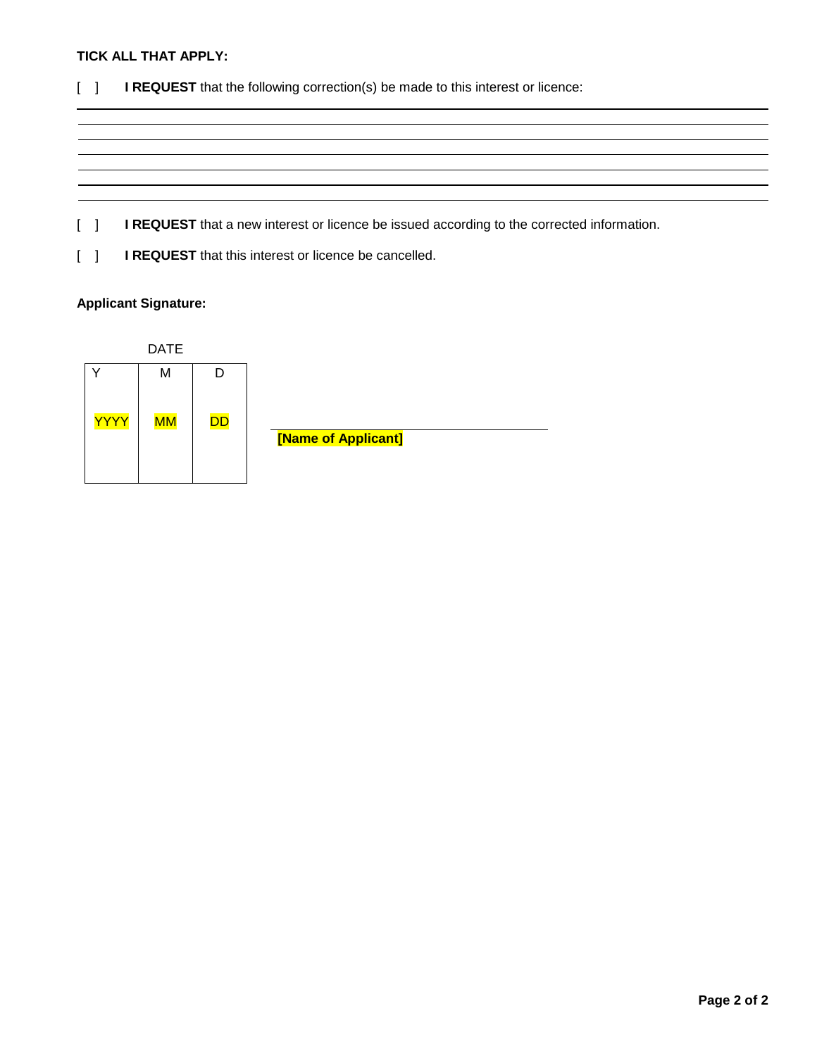**TICK ALL THAT APPLY:**

[ ] **I REQUEST** that the following correction(s) be made to this interest or licence:

______________________________________________________________________________

______________________________________________________________________________

______________________________________________________________________________

______________________________________________________________________________

______________________________________________________________________________

______________________________________________________________________________

[ ] **I REQUEST** that a new interest or licence be issued according to the corrected information.

[ ] **I REQUEST** that this interest or licence be cancelled.

**Applicant Signature:**

DATE

| Y | M | D |
|---|---|---|
| YYYY | MM | DD |

______________________________
**[Name of Applicant]**